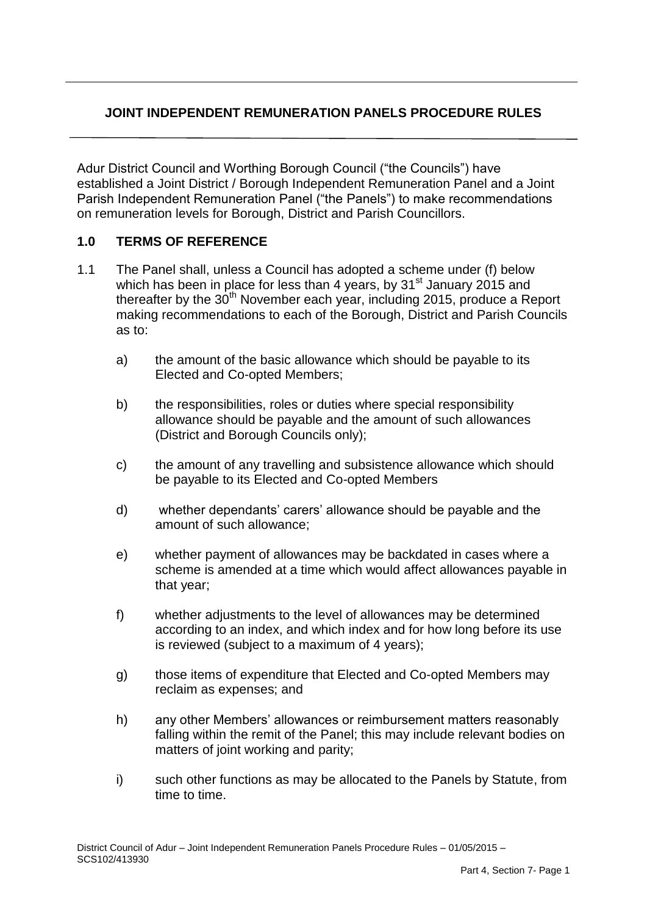# JOINT INDEPENDENT REMUNERATION PANELS PROCEDURE RULES

Adur District Council and Worthing Borough Council ("the Councils") have established a Joint District / Borough Independent Remuneration Panel and a Joint Parish Independent Remuneration Panel ("the Panels") to make recommendations on remuneration levels for Borough, District and Parish Councillors.

## 1.0 TERMS OF REFERENCE

1.1 The Panel shall, unless a Council has adopted a scheme under (f) below which has been in place for less than 4 years, by 31st January 2015 and thereafter by the 30th November each year, including 2015, produce a Report making recommendations to each of the Borough, District and Parish Councils as to:

- a) the amount of the basic allowance which should be payable to its Elected and Co-opted Members;
- b) the responsibilities, roles or duties where special responsibility allowance should be payable and the amount of such allowances (District and Borough Councils only);
- c) the amount of any travelling and subsistence allowance which should be payable to its Elected and Co-opted Members
- d) whether dependants' carers' allowance should be payable and the amount of such allowance;
- e) whether payment of allowances may be backdated in cases where a scheme is amended at a time which would affect allowances payable in that year;
- f) whether adjustments to the level of allowances may be determined according to an index, and which index and for how long before its use is reviewed (subject to a maximum of 4 years);
- g) those items of expenditure that Elected and Co-opted Members may reclaim as expenses; and
- h) any other Members' allowances or reimbursement matters reasonably falling within the remit of the Panel; this may include relevant bodies on matters of joint working and parity;
- i) such other functions as may be allocated to the Panels by Statute, from time to time.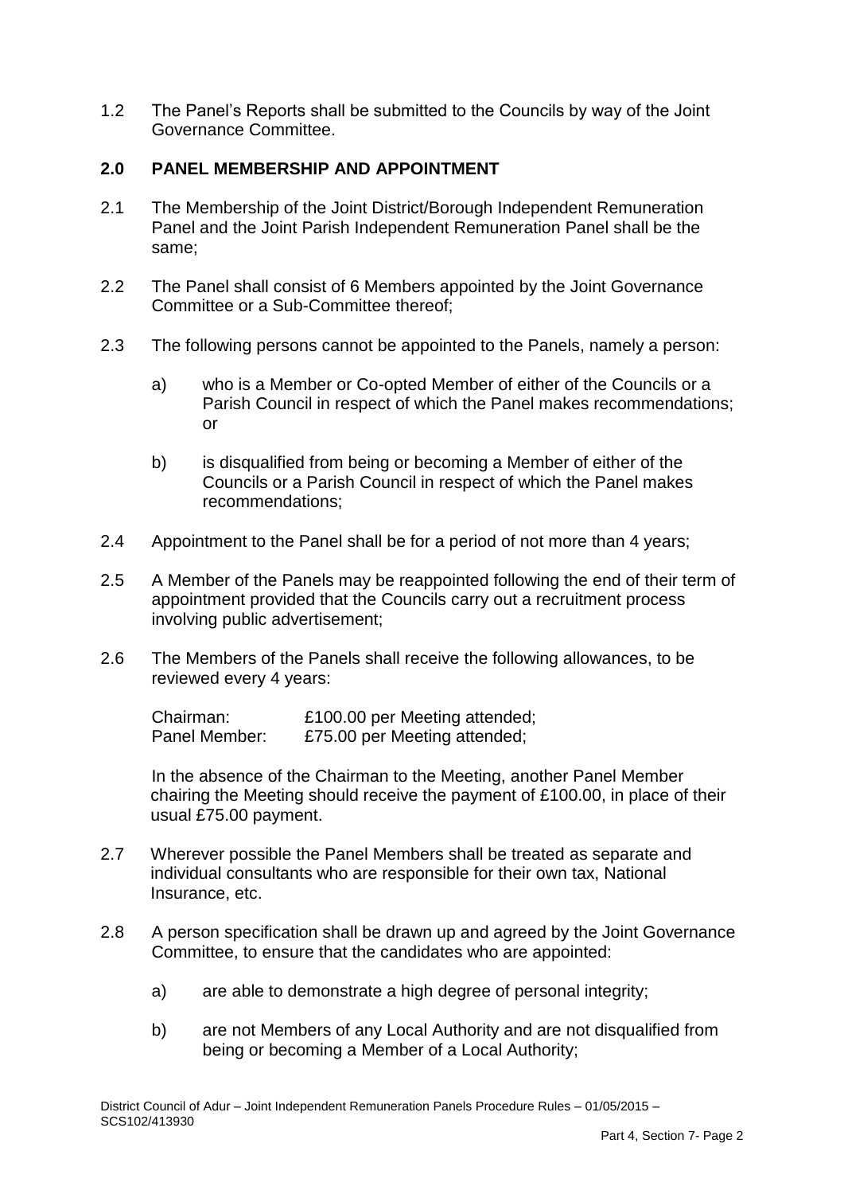1.2 The Panel's Reports shall be submitted to the Councils by way of the Joint Governance Committee.

## 2.0 PANEL MEMBERSHIP AND APPOINTMENT

2.1 The Membership of the Joint District/Borough Independent Remuneration Panel and the Joint Parish Independent Remuneration Panel shall be the same;

2.2 The Panel shall consist of 6 Members appointed by the Joint Governance Committee or a Sub-Committee thereof;

2.3 The following persons cannot be appointed to the Panels, namely a person:

a) who is a Member or Co-opted Member of either of the Councils or a Parish Council in respect of which the Panel makes recommendations; or

b) is disqualified from being or becoming a Member of either of the Councils or a Parish Council in respect of which the Panel makes recommendations;

2.4 Appointment to the Panel shall be for a period of not more than 4 years;

2.5 A Member of the Panels may be reappointed following the end of their term of appointment provided that the Councils carry out a recruitment process involving public advertisement;

2.6 The Members of the Panels shall receive the following allowances, to be reviewed every 4 years:

| | |
|---|---|
| Chairman: | £100.00 per Meeting attended; |
| Panel Member: | £75.00 per Meeting attended; |

In the absence of the Chairman to the Meeting, another Panel Member chairing the Meeting should receive the payment of £100.00, in place of their usual £75.00 payment.

2.7 Wherever possible the Panel Members shall be treated as separate and individual consultants who are responsible for their own tax, National Insurance, etc.

2.8 A person specification shall be drawn up and agreed by the Joint Governance Committee, to ensure that the candidates who are appointed:

a) are able to demonstrate a high degree of personal integrity;

b) are not Members of any Local Authority and are not disqualified from being or becoming a Member of a Local Authority;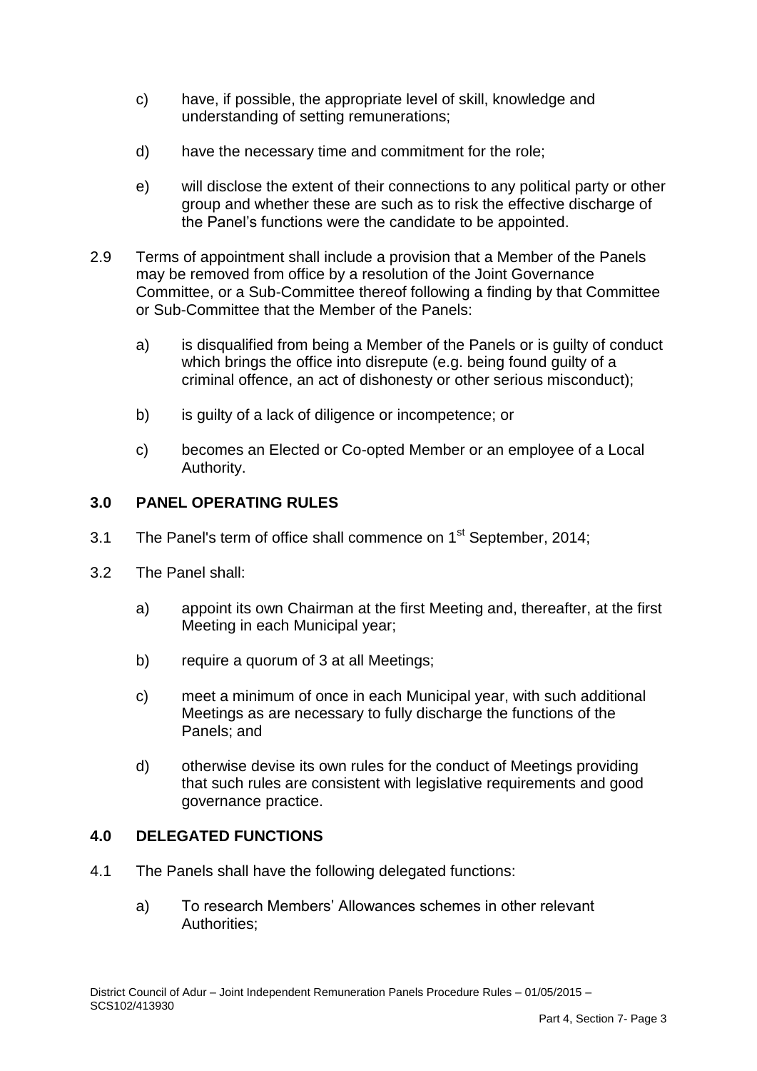c) have, if possible, the appropriate level of skill, knowledge and understanding of setting remunerations;

d) have the necessary time and commitment for the role;

e) will disclose the extent of their connections to any political party or other group and whether these are such as to risk the effective discharge of the Panel's functions were the candidate to be appointed.

2.9 Terms of appointment shall include a provision that a Member of the Panels may be removed from office by a resolution of the Joint Governance Committee, or a Sub-Committee thereof following a finding by that Committee or Sub-Committee that the Member of the Panels:

a) is disqualified from being a Member of the Panels or is guilty of conduct which brings the office into disrepute (e.g. being found guilty of a criminal offence, an act of dishonesty or other serious misconduct);

b) is guilty of a lack of diligence or incompetence; or

c) becomes an Elected or Co-opted Member or an employee of a Local Authority.

## 3.0 PANEL OPERATING RULES

3.1 The Panel's term of office shall commence on 1st September, 2014;

3.2 The Panel shall:

a) appoint its own Chairman at the first Meeting and, thereafter, at the first Meeting in each Municipal year;

b) require a quorum of 3 at all Meetings;

c) meet a minimum of once in each Municipal year, with such additional Meetings as are necessary to fully discharge the functions of the Panels; and

d) otherwise devise its own rules for the conduct of Meetings providing that such rules are consistent with legislative requirements and good governance practice.

## 4.0 DELEGATED FUNCTIONS

4.1 The Panels shall have the following delegated functions:

a) To research Members' Allowances schemes in other relevant Authorities;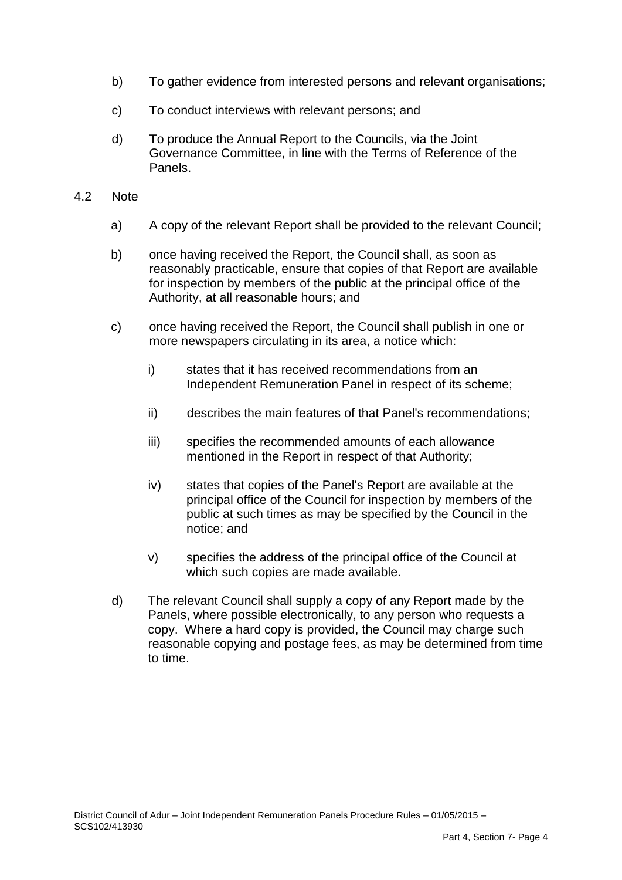b) To gather evidence from interested persons and relevant organisations;

c) To conduct interviews with relevant persons; and

d) To produce the Annual Report to the Councils, via the Joint Governance Committee, in line with the Terms of Reference of the Panels.

4.2 Note

a) A copy of the relevant Report shall be provided to the relevant Council;

b) once having received the Report, the Council shall, as soon as reasonably practicable, ensure that copies of that Report are available for inspection by members of the public at the principal office of the Authority, at all reasonable hours; and

c) once having received the Report, the Council shall publish in one or more newspapers circulating in its area, a notice which:

   i) states that it has received recommendations from an Independent Remuneration Panel in respect of its scheme;

   ii) describes the main features of that Panel's recommendations;

   iii) specifies the recommended amounts of each allowance mentioned in the Report in respect of that Authority;

   iv) states that copies of the Panel's Report are available at the principal office of the Council for inspection by members of the public at such times as may be specified by the Council in the notice; and

   v) specifies the address of the principal office of the Council at which such copies are made available.

d) The relevant Council shall supply a copy of any Report made by the Panels, where possible electronically, to any person who requests a copy. Where a hard copy is provided, the Council may charge such reasonable copying and postage fees, as may be determined from time to time.